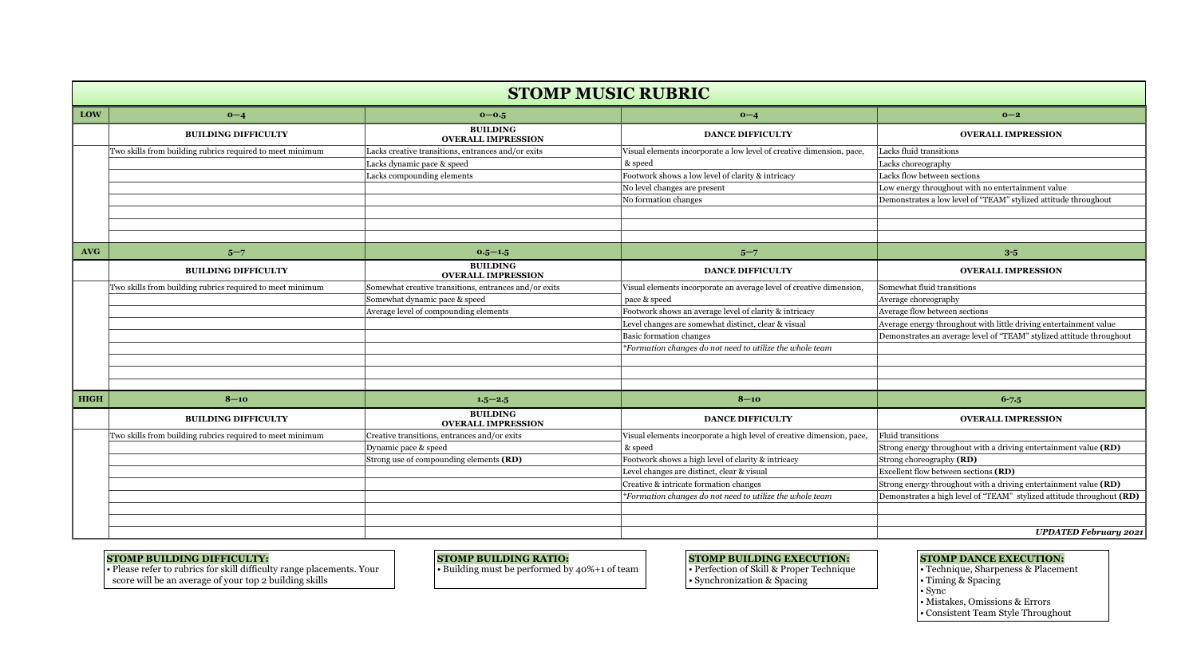# STOMP MUSIC RUBRIC

| | | | | |
|---|---|---|---|---|
| **LOW** | **0—4** | **0—0.5** | **0—4** | **0—2** |
| | **BUILDING DIFFICULTY** | **BUILDING OVERALL IMPRESSION** | **DANCE DIFFICULTY** | **OVERALL IMPRESSION** |
| | Two skills from building rubrics required to meet minimum | Lacks creative transitions, entrances and/or exits | Visual elements incorporate a low level of creative dimension, pace, & speed | Lacks fluid transitions |
| | | Lacks dynamic pace & speed | | Lacks choreography |
| | | Lacks compounding elements | Footwork shows a low level of clarity & intricacy | Lacks flow between sections |
| | | | No level changes are present | Low energy throughout with no entertainment value |
| | | | No formation changes | Demonstrates a low level of "TEAM" stylized attitude throughout |
| **AVG** | **5—7** | **0.5—1.5** | **5—7** | **3-5** |
| | **BUILDING DIFFICULTY** | **BUILDING OVERALL IMPRESSION** | **DANCE DIFFICULTY** | **OVERALL IMPRESSION** |
| | Two skills from building rubrics required to meet minimum | Somewhat creative transitions, entrances and/or exits | Visual elements incorporate an average level of creative dimension, pace & speed | Somewhat fluid transitions |
| | | Somewhat dynamic pace & speed | | Average choreography |
| | | Average level of compounding elements | Footwork shows an average level of clarity & intricacy | Average flow between sections |
| | | | Level changes are somewhat distinct, clear & visual | Average energy throughout with little driving entertainment value |
| | | | Basic formation changes | Demonstrates an average level of "TEAM" stylized attitude throughout |
| | | | *\*Formation changes do not need to utilize the whole team* | |
| **HIGH** | **8—10** | **1.5—2.5** | **8—10** | **6-7.5** |
| | **BUILDING DIFFICULTY** | **BUILDING OVERALL IMPRESSION** | **DANCE DIFFICULTY** | **OVERALL IMPRESSION** |
| | Two skills from building rubrics required to meet minimum | Creative transitions, entrances and/or exits | Visual elements incorporate a high level of creative dimension, pace, & speed | Fluid transitions |
| | | Dynamic pace & speed | | Strong energy throughout with a driving entertainment value **(RD)** |
| | | Strong use of compounding elements **(RD)** | Footwork shows a high level of clarity & intricacy | Strong choreography **(RD)** |
| | | | Level changes are distinct, clear & visual | Excellent flow between sections **(RD)** |
| | | | Creative & intricate formation changes | Strong energy throughout with a driving entertainment value **(RD)** |
| | | | *\*Formation changes do not need to utilize the whole team* | Demonstrates a high level of "TEAM" stylized attitude throughout **(RD)** |
| | | | | ***UPDATED February 2021*** |

**STOMP BUILDING DIFFICULTY:**
- Please refer to rubrics for skill difficulty range placements. Your score will be an average of your top 2 building skills

**STOMP BUILDING RATIO:**
- Building must be performed by 40%+1 of team

**STOMP BUILDING EXECUTION:**
- Perfection of Skill & Proper Technique
- Synchronization & Spacing

**STOMP DANCE EXECUTION:**
- Technique, Sharpeness & Placement
- Timing & Spacing
- Sync
- Mistakes, Omissions & Errors
- Consistent Team Style Throughout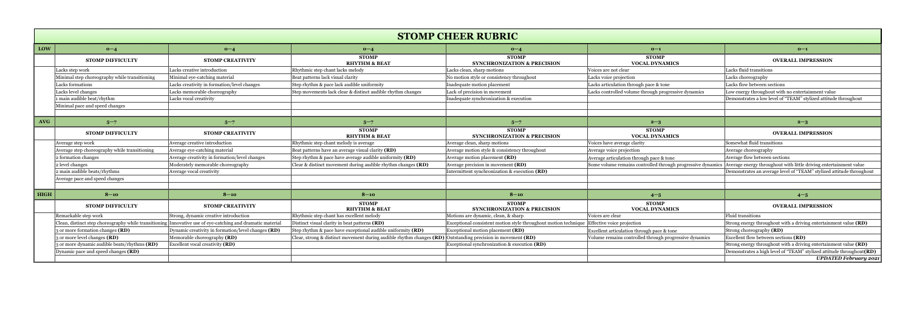# STOMP CHEER RUBRIC

| | | | | | | |
|---|---|---|---|---|---|---|
| **LOW** | **0—4** | **0—4** | **0—4** | **0—4** | **0—1** | **0—1** |
| | **STOMP DIFFICULTY** | **STOMP CREATIVITY** | **STOMP RHYTHM & BEAT** | **STOMP SYNCHRONIZATION & PRECISION** | **STOMP VOCAL DYNAMICS** | **OVERALL IMPRESSION** |
| | Lacks step work | Lacks creative introduction | Rhythmic step chant lacks melody | Lacks clean, sharp motions | Voices are not clear | Lacks fluid transitions |
| | Minimal step choreography while transitioning | Minimal eye-catching material | Beat patterns lack visual clarity | No motion style or consistency throughout | Lacks voice projection | Lacks choreography |
| | Lacks formations | Lacks creativity in formation/level changes | Step rhythm & pace lack audible uniformity | Inadequate motion placement | Lacks articulation through pace & tone | Lacks flow between sections |
| | Lacks level changes | Lacks memorable choreography | Step movements lack clear & distinct audible rhythm changes | Lack of precision in movement | Lacks controlled volume through progressive dynamics | Low energy throughout with no entertainment value |
| | 1 main audible beat/rhythm | Lacks vocal creativity | | Inadequate synchronization & execution | | Demonstrates a low level of "TEAM" stylized attitude throughout |
| | Minimal pace and speed changes | | | | | |
| **AVG** | **5—7** | **5—7** | **5—7** | **5—7** | **2—3** | **2—3** |
| | **STOMP DIFFICULTY** | **STOMP CREATIVITY** | **STOMP RHYTHM & BEAT** | **STOMP SYNCHRONIZATION & PRECISION** | **STOMP VOCAL DYNAMICS** | **OVERALL IMPRESSION** |
| | Average step work | Average creative introduction | Rhythmic step chant melody is average | Average clean, sharp motions | Voices have average clarity | Somewhat fluid transitions |
| | Average step choreography while transitioning | Average eye-catching material | Beat patterns have an average visual clarity **(RD)** | Average motion style & consistency throughout | Average voice projection | Average choreography |
| | 2 formation changes | Average creativity in formation/level changes | Step rhythm & pace have average audible uniformity **(RD)** | Average motion placement **(RD)** | Average articulation through pace & tone | Average flow between sections |
| | 2 level changes | Moderately memorable choreography | Clear & distinct movement during audible rhythm changes **(RD)** | Average precision in movement **(RD)** | Some volume remains controlled through progressive dynamics | Average energy throughout with little driving entertainment value |
| | 2 main audible beats/rhythms | Average vocal creativity | | Intermittent synchronization & execution **(RD)** | | Demonstrates an average level of "TEAM" stylized attitude throughout |
| | Average pace and speed changes | | | | | |
| **HIGH** | **8—10** | **8—10** | **8—10** | **8—10** | **4—5** | **4—5** |
| | **STOMP DIFFICULTY** | **STOMP CREATIVITY** | **STOMP RHYTHM & BEAT** | **STOMP SYNCHRONIZATION & PRECISION** | **STOMP VOCAL DYNAMICS** | **OVERALL IMPRESSION** |
| | Remarkable step work | Strong, dynamic creative introduction | Rhythmic step chant has excellent melody | Motions are dynamic, clean, & sharp | Voices are clear | Fluid transitions |
| | Clean, distinct step choreography while transitioning | Innovative use of eye-catching and dramatic material | Distinct visual clarity in beat patterns **(RD)** | Exceptional consistent motion style throughout motion technique | Effective voice projection | Strong energy throughout with a driving entertainment value **(RD)** |
| | 3 or more formation changes **(RD)** | Dynamic creativity in formation/level changes **(RD)** | Step rhythm & pace have exceptional audible uniformity **(RD)** | Exceptional motion placement **(RD)** | Excellent articulation through pace & tone | Strong choreography **(RD)** |
| | 3 or more level changes **(RD)** | Memorable choreography **(RD)** | Clear, strong & distinct movement during audible rhythm changes **(RD)** | Outstanding precision in movement **(RD)** | Volume remains controlled through progressive dynamics | Excellent flow between sections **(RD)** |
| | 3 or more dynamic audible beats/rhythms **(RD)** | Excellent vocal creativity **(RD)** | | Exceptional synchronization & execution **(RD)** | | Strong energy throughout with a driving entertainment value **(RD)** |
| | Dynamic pace and speed changes **(RD)** | | | | | Demonstrates a high level of "TEAM" stylized attitude throughout**(RD)** |

***UPDATED February 2021***